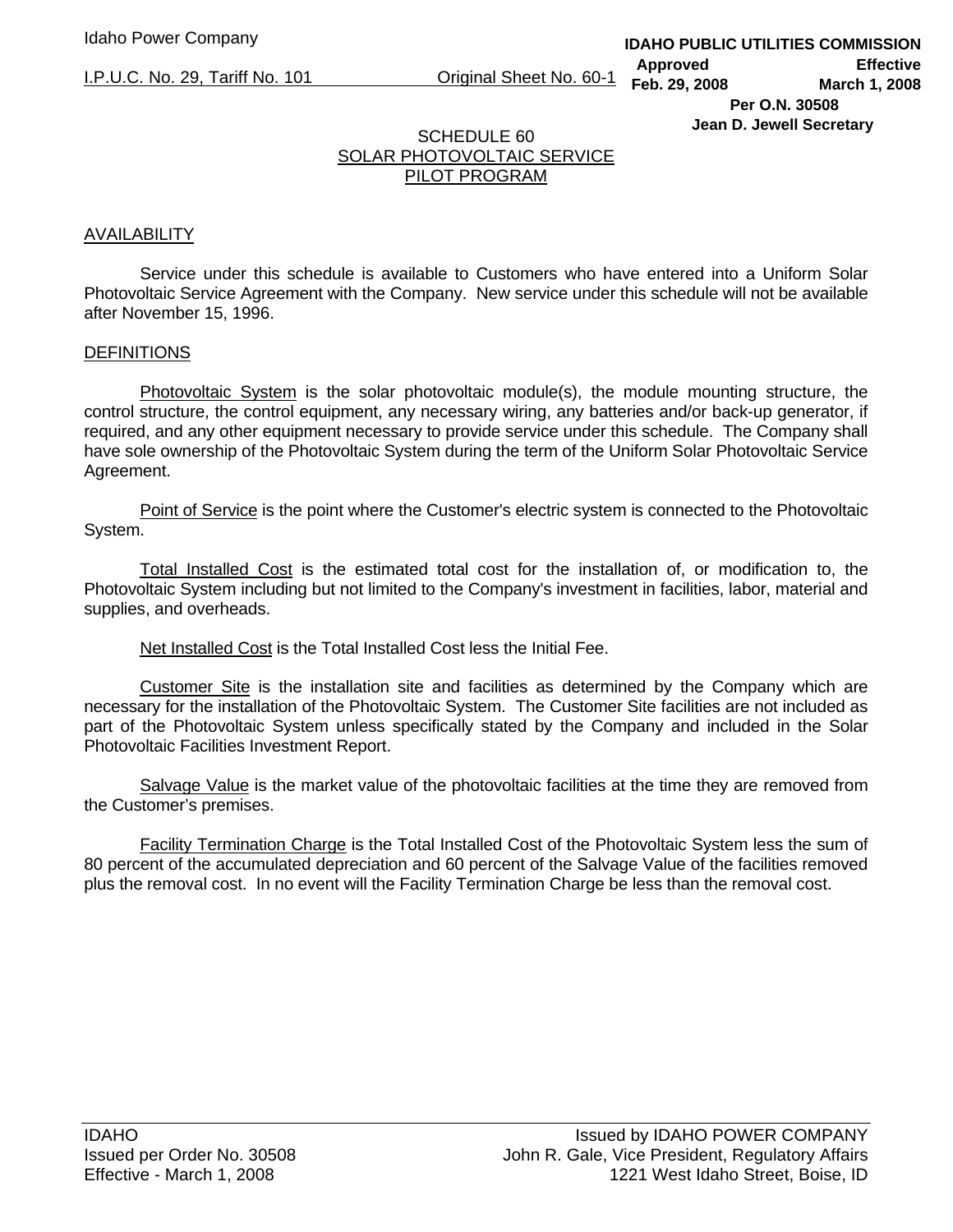# SCHEDULE 60
## SOLAR PHOTOVOLTAIC SERVICE
## PILOT PROGRAM

### AVAILABILITY

Service under this schedule is available to Customers who have entered into a Uniform Solar Photovoltaic Service Agreement with the Company. New service under this schedule will not be available after November 15, 1996.

### DEFINITIONS

Photovoltaic System is the solar photovoltaic module(s), the module mounting structure, the control structure, the control equipment, any necessary wiring, any batteries and/or back-up generator, if required, and any other equipment necessary to provide service under this schedule. The Company shall have sole ownership of the Photovoltaic System during the term of the Uniform Solar Photovoltaic Service Agreement.

Point of Service is the point where the Customer's electric system is connected to the Photovoltaic System.

Total Installed Cost is the estimated total cost for the installation of, or modification to, the Photovoltaic System including but not limited to the Company's investment in facilities, labor, material and supplies, and overheads.

Net Installed Cost is the Total Installed Cost less the Initial Fee.

Customer Site is the installation site and facilities as determined by the Company which are necessary for the installation of the Photovoltaic System. The Customer Site facilities are not included as part of the Photovoltaic System unless specifically stated by the Company and included in the Solar Photovoltaic Facilities Investment Report.

Salvage Value is the market value of the photovoltaic facilities at the time they are removed from the Customer's premises.

Facility Termination Charge is the Total Installed Cost of the Photovoltaic System less the sum of 80 percent of the accumulated depreciation and 60 percent of the Salvage Value of the facilities removed plus the removal cost. In no event will the Facility Termination Charge be less than the removal cost.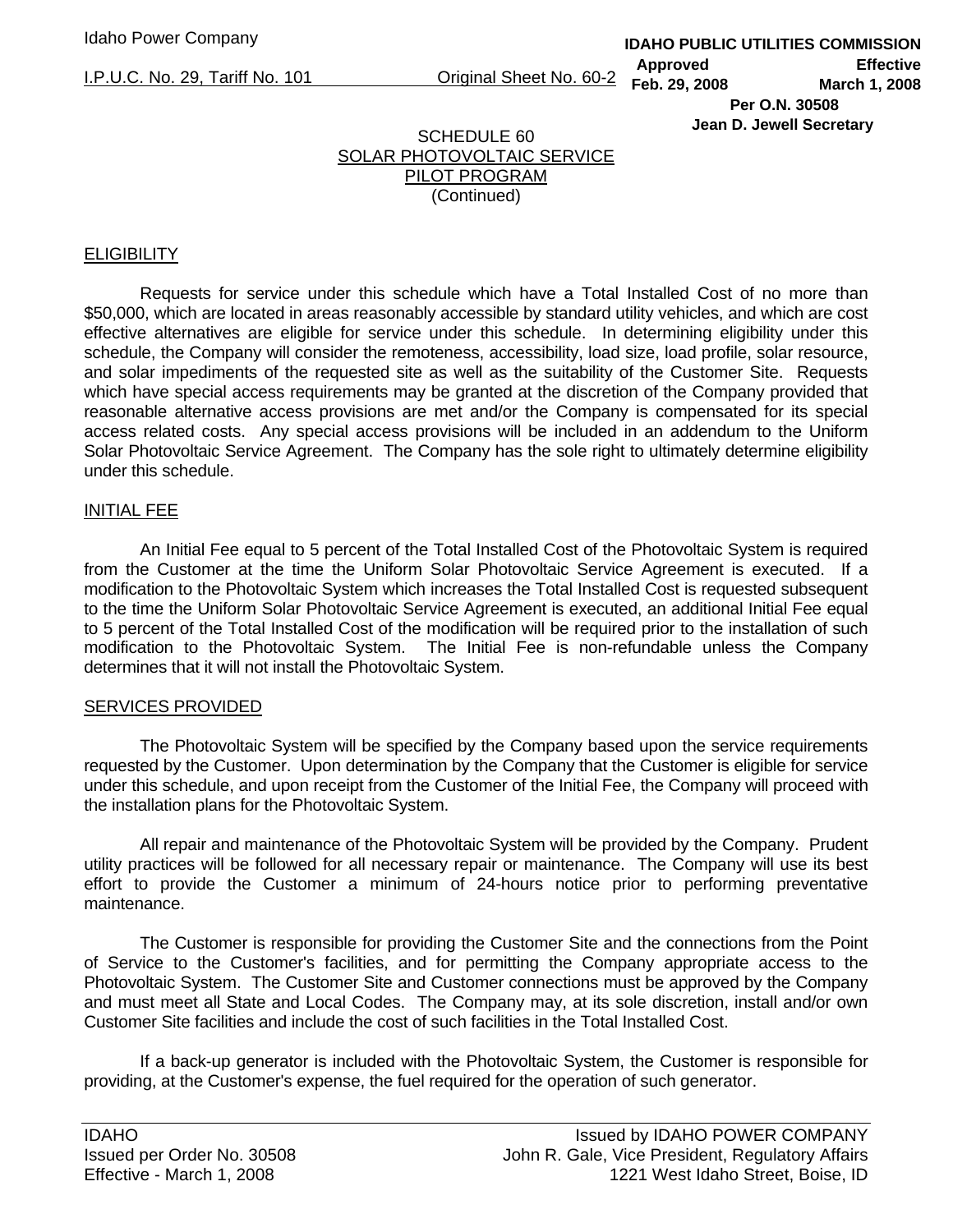SCHEDULE 60
SOLAR PHOTOVOLTAIC SERVICE
PILOT PROGRAM
(Continued)

## ELIGIBILITY

Requests for service under this schedule which have a Total Installed Cost of no more than $50,000, which are located in areas reasonably accessible by standard utility vehicles, and which are cost effective alternatives are eligible for service under this schedule. In determining eligibility under this schedule, the Company will consider the remoteness, accessibility, load size, load profile, solar resource, and solar impediments of the requested site as well as the suitability of the Customer Site. Requests which have special access requirements may be granted at the discretion of the Company provided that reasonable alternative access provisions are met and/or the Company is compensated for its special access related costs. Any special access provisions will be included in an addendum to the Uniform Solar Photovoltaic Service Agreement. The Company has the sole right to ultimately determine eligibility under this schedule.

## INITIAL FEE

An Initial Fee equal to 5 percent of the Total Installed Cost of the Photovoltaic System is required from the Customer at the time the Uniform Solar Photovoltaic Service Agreement is executed. If a modification to the Photovoltaic System which increases the Total Installed Cost is requested subsequent to the time the Uniform Solar Photovoltaic Service Agreement is executed, an additional Initial Fee equal to 5 percent of the Total Installed Cost of the modification will be required prior to the installation of such modification to the Photovoltaic System. The Initial Fee is non-refundable unless the Company determines that it will not install the Photovoltaic System.

## SERVICES PROVIDED

The Photovoltaic System will be specified by the Company based upon the service requirements requested by the Customer. Upon determination by the Company that the Customer is eligible for service under this schedule, and upon receipt from the Customer of the Initial Fee, the Company will proceed with the installation plans for the Photovoltaic System.

All repair and maintenance of the Photovoltaic System will be provided by the Company. Prudent utility practices will be followed for all necessary repair or maintenance. The Company will use its best effort to provide the Customer a minimum of 24-hours notice prior to performing preventative maintenance.

The Customer is responsible for providing the Customer Site and the connections from the Point of Service to the Customer's facilities, and for permitting the Company appropriate access to the Photovoltaic System. The Customer Site and Customer connections must be approved by the Company and must meet all State and Local Codes. The Company may, at its sole discretion, install and/or own Customer Site facilities and include the cost of such facilities in the Total Installed Cost.

If a back-up generator is included with the Photovoltaic System, the Customer is responsible for providing, at the Customer's expense, the fuel required for the operation of such generator.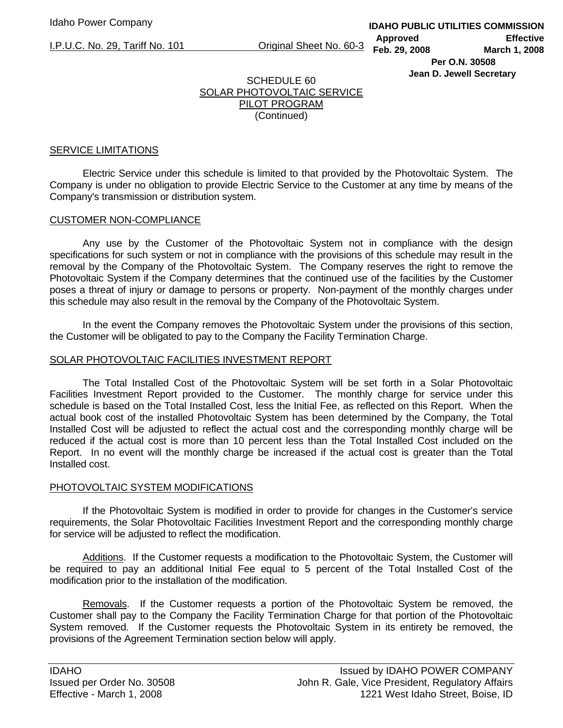SCHEDULE 60
SOLAR PHOTOVOLTAIC SERVICE
PILOT PROGRAM
(Continued)

## SERVICE LIMITATIONS

Electric Service under this schedule is limited to that provided by the Photovoltaic System. The Company is under no obligation to provide Electric Service to the Customer at any time by means of the Company's transmission or distribution system.

## CUSTOMER NON-COMPLIANCE

Any use by the Customer of the Photovoltaic System not in compliance with the design specifications for such system or not in compliance with the provisions of this schedule may result in the removal by the Company of the Photovoltaic System. The Company reserves the right to remove the Photovoltaic System if the Company determines that the continued use of the facilities by the Customer poses a threat of injury or damage to persons or property. Non-payment of the monthly charges under this schedule may also result in the removal by the Company of the Photovoltaic System.

In the event the Company removes the Photovoltaic System under the provisions of this section, the Customer will be obligated to pay to the Company the Facility Termination Charge.

## SOLAR PHOTOVOLTAIC FACILITIES INVESTMENT REPORT

The Total Installed Cost of the Photovoltaic System will be set forth in a Solar Photovoltaic Facilities Investment Report provided to the Customer. The monthly charge for service under this schedule is based on the Total Installed Cost, less the Initial Fee, as reflected on this Report. When the actual book cost of the installed Photovoltaic System has been determined by the Company, the Total Installed Cost will be adjusted to reflect the actual cost and the corresponding monthly charge will be reduced if the actual cost is more than 10 percent less than the Total Installed Cost included on the Report. In no event will the monthly charge be increased if the actual cost is greater than the Total Installed cost.

## PHOTOVOLTAIC SYSTEM MODIFICATIONS

If the Photovoltaic System is modified in order to provide for changes in the Customer's service requirements, the Solar Photovoltaic Facilities Investment Report and the corresponding monthly charge for service will be adjusted to reflect the modification.

Additions. If the Customer requests a modification to the Photovoltaic System, the Customer will be required to pay an additional Initial Fee equal to 5 percent of the Total Installed Cost of the modification prior to the installation of the modification.

Removals. If the Customer requests a portion of the Photovoltaic System be removed, the Customer shall pay to the Company the Facility Termination Charge for that portion of the Photovoltaic System removed. If the Customer requests the Photovoltaic System in its entirety be removed, the provisions of the Agreement Termination section below will apply.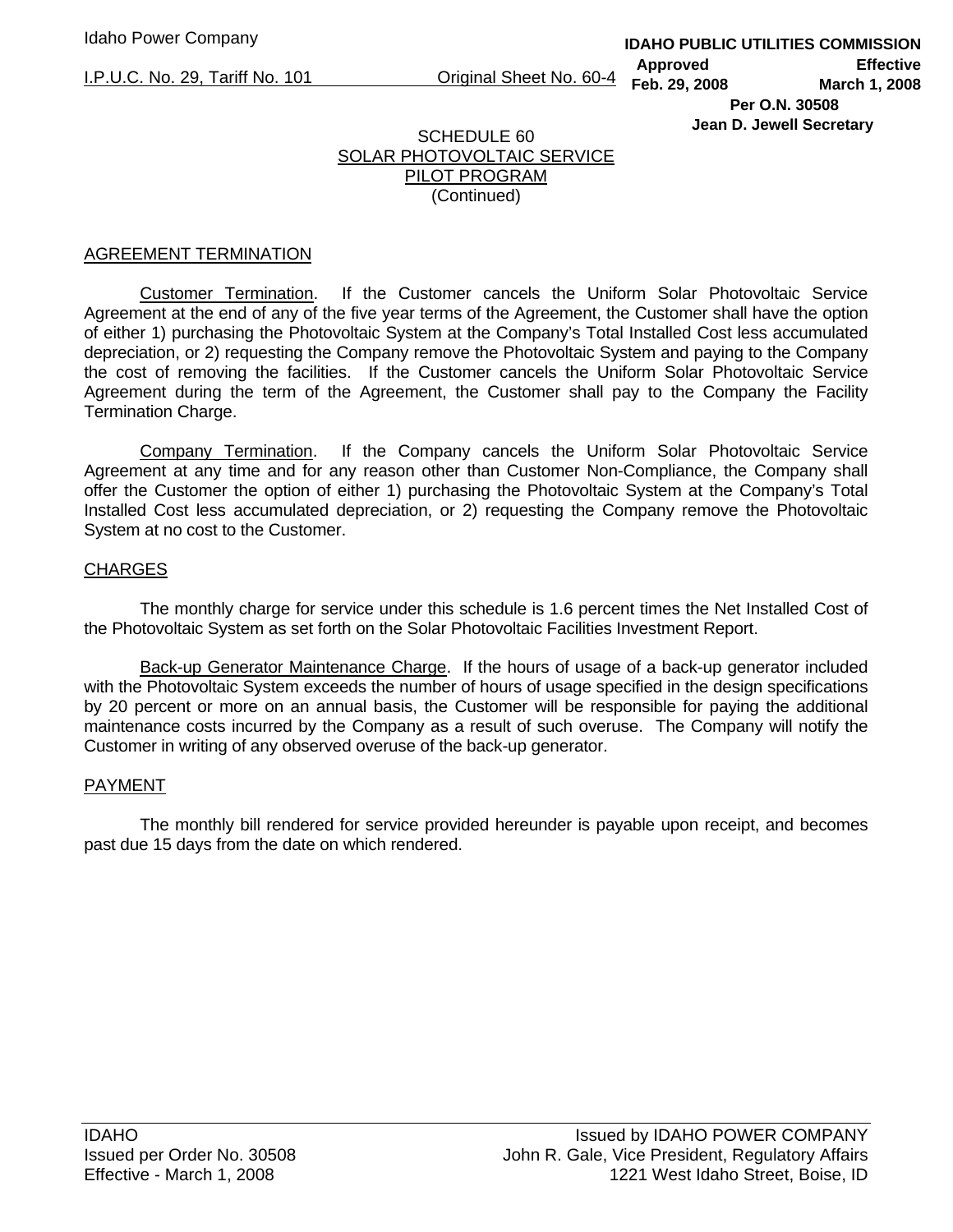# SCHEDULE 60
## SOLAR PHOTOVOLTAIC SERVICE
## PILOT PROGRAM
(Continued)

### AGREEMENT TERMINATION

Customer Termination. If the Customer cancels the Uniform Solar Photovoltaic Service Agreement at the end of any of the five year terms of the Agreement, the Customer shall have the option of either 1) purchasing the Photovoltaic System at the Company's Total Installed Cost less accumulated depreciation, or 2) requesting the Company remove the Photovoltaic System and paying to the Company the cost of removing the facilities. If the Customer cancels the Uniform Solar Photovoltaic Service Agreement during the term of the Agreement, the Customer shall pay to the Company the Facility Termination Charge.

Company Termination. If the Company cancels the Uniform Solar Photovoltaic Service Agreement at any time and for any reason other than Customer Non-Compliance, the Company shall offer the Customer the option of either 1) purchasing the Photovoltaic System at the Company's Total Installed Cost less accumulated depreciation, or 2) requesting the Company remove the Photovoltaic System at no cost to the Customer.

### CHARGES

The monthly charge for service under this schedule is 1.6 percent times the Net Installed Cost of the Photovoltaic System as set forth on the Solar Photovoltaic Facilities Investment Report.

Back-up Generator Maintenance Charge. If the hours of usage of a back-up generator included with the Photovoltaic System exceeds the number of hours of usage specified in the design specifications by 20 percent or more on an annual basis, the Customer will be responsible for paying the additional maintenance costs incurred by the Company as a result of such overuse. The Company will notify the Customer in writing of any observed overuse of the back-up generator.

### PAYMENT

The monthly bill rendered for service provided hereunder is payable upon receipt, and becomes past due 15 days from the date on which rendered.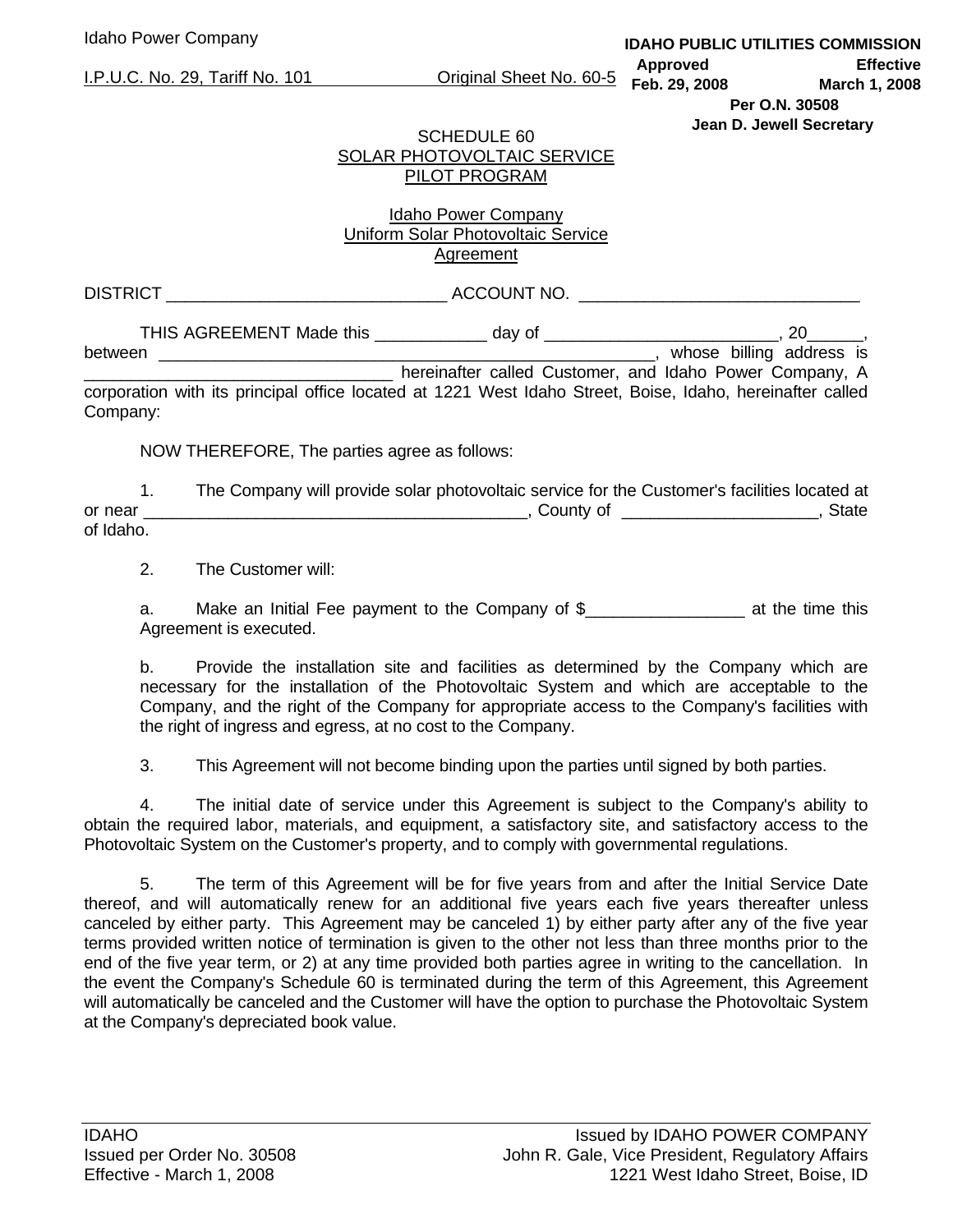SCHEDULE 60
SOLAR PHOTOVOLTAIC SERVICE
PILOT PROGRAM

Idaho Power Company
Uniform Solar Photovoltaic Service
Agreement

DISTRICT ______________________________ ACCOUNT NO. ______________________________

THIS AGREEMENT Made this ____________ day of _________________________, 20______, between ________________________________________________________, whose billing address is _________________________________ hereinafter called Customer, and Idaho Power Company, A corporation with its principal office located at 1221 West Idaho Street, Boise, Idaho, hereinafter called Company:

NOW THEREFORE, The parties agree as follows:

1. The Company will provide solar photovoltaic service for the Customer's facilities located at or near __________________________________________, County of _____________________, State of Idaho.

2. The Customer will:

a. Make an Initial Fee payment to the Company of $_________________ at the time this Agreement is executed.

b. Provide the installation site and facilities as determined by the Company which are necessary for the installation of the Photovoltaic System and which are acceptable to the Company, and the right of the Company for appropriate access to the Company's facilities with the right of ingress and egress, at no cost to the Company.

3. This Agreement will not become binding upon the parties until signed by both parties.

4. The initial date of service under this Agreement is subject to the Company's ability to obtain the required labor, materials, and equipment, a satisfactory site, and satisfactory access to the Photovoltaic System on the Customer's property, and to comply with governmental regulations.

5. The term of this Agreement will be for five years from and after the Initial Service Date thereof, and will automatically renew for an additional five years each five years thereafter unless canceled by either party. This Agreement may be canceled 1) by either party after any of the five year terms provided written notice of termination is given to the other not less than three months prior to the end of the five year term, or 2) at any time provided both parties agree in writing to the cancellation. In the event the Company's Schedule 60 is terminated during the term of this Agreement, this Agreement will automatically be canceled and the Customer will have the option to purchase the Photovoltaic System at the Company's depreciated book value.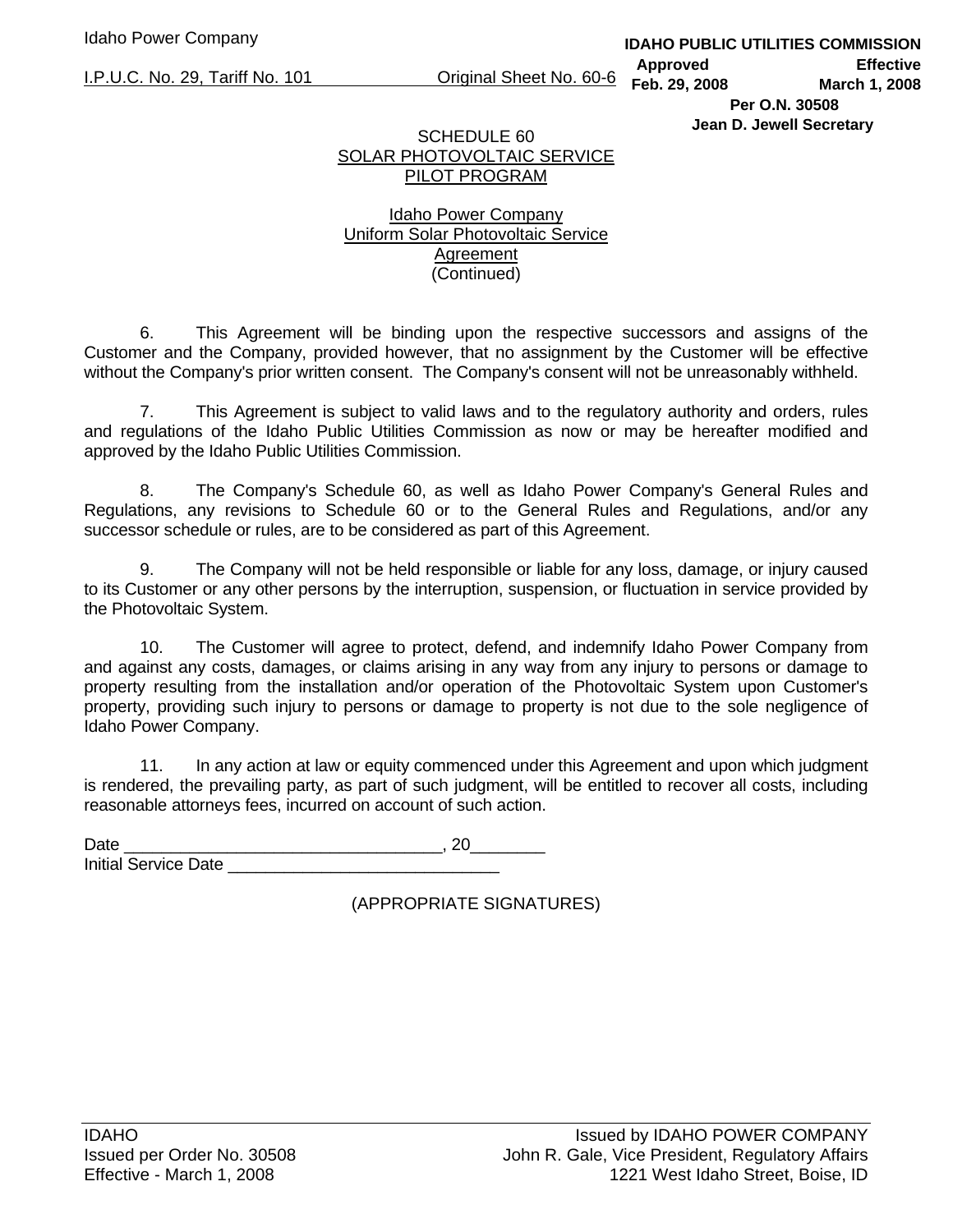SCHEDULE 60
SOLAR PHOTOVOLTAIC SERVICE
PILOT PROGRAM

Idaho Power Company
Uniform Solar Photovoltaic Service
Agreement
(Continued)

6. This Agreement will be binding upon the respective successors and assigns of the Customer and the Company, provided however, that no assignment by the Customer will be effective without the Company's prior written consent. The Company's consent will not be unreasonably withheld.

7. This Agreement is subject to valid laws and to the regulatory authority and orders, rules and regulations of the Idaho Public Utilities Commission as now or may be hereafter modified and approved by the Idaho Public Utilities Commission.

8. The Company's Schedule 60, as well as Idaho Power Company's General Rules and Regulations, any revisions to Schedule 60 or to the General Rules and Regulations, and/or any successor schedule or rules, are to be considered as part of this Agreement.

9. The Company will not be held responsible or liable for any loss, damage, or injury caused to its Customer or any other persons by the interruption, suspension, or fluctuation in service provided by the Photovoltaic System.

10. The Customer will agree to protect, defend, and indemnify Idaho Power Company from and against any costs, damages, or claims arising in any way from any injury to persons or damage to property resulting from the installation and/or operation of the Photovoltaic System upon Customer's property, providing such injury to persons or damage to property is not due to the sole negligence of Idaho Power Company.

11. In any action at law or equity commenced under this Agreement and upon which judgment is rendered, the prevailing party, as part of such judgment, will be entitled to recover all costs, including reasonable attorneys fees, incurred on account of such action.

Date _________________________________, 20________
Initial Service Date _____________________________

(APPROPRIATE SIGNATURES)